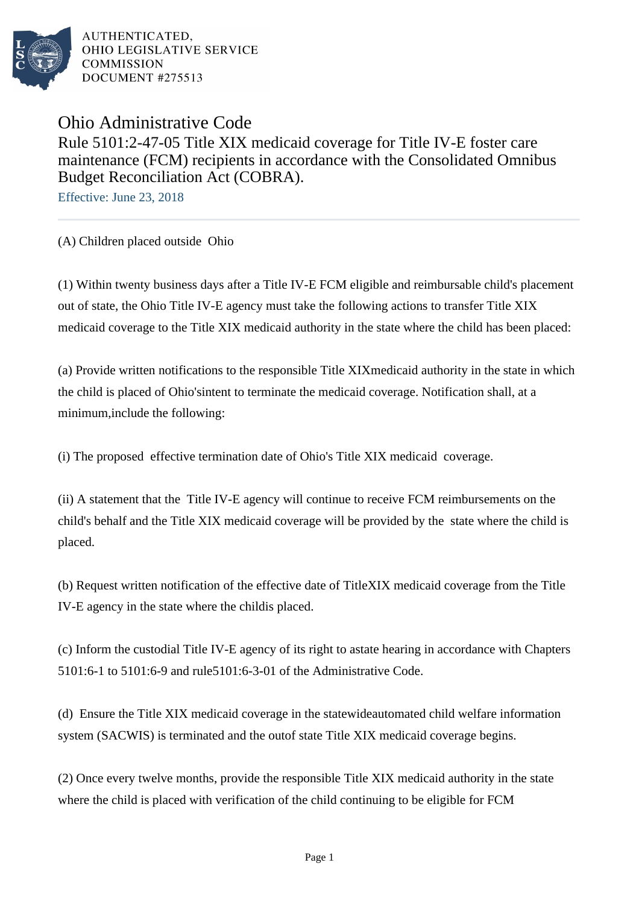AUTHENTICATED,
OHIO LEGISLATIVE SERVICE
COMMISSION
DOCUMENT #275513

# Ohio Administrative Code

## Rule 5101:2-47-05 Title XIX medicaid coverage for Title IV-E foster care maintenance (FCM) recipients in accordance with the Consolidated Omnibus Budget Reconciliation Act (COBRA).

Effective: June 23, 2018

(A) Children placed outside Ohio

(1) Within twenty business days after a Title IV-E FCM eligible and reimbursable child's placement out of state, the Ohio Title IV-E agency must take the following actions to transfer Title XIX medicaid coverage to the Title XIX medicaid authority in the state where the child has been placed:

(a) Provide written notifications to the responsible Title XIXmedicaid authority in the state in which the child is placed of Ohio'sintent to terminate the medicaid coverage. Notification shall, at a minimum,include the following:

(i) The proposed effective termination date of Ohio's Title XIX medicaid coverage.

(ii) A statement that the Title IV-E agency will continue to receive FCM reimbursements on the child's behalf and the Title XIX medicaid coverage will be provided by the state where the child is placed.

(b) Request written notification of the effective date of TitleXIX medicaid coverage from the Title IV-E agency in the state where the childis placed.

(c) Inform the custodial Title IV-E agency of its right to astate hearing in accordance with Chapters 5101:6-1 to 5101:6-9 and rule5101:6-3-01 of the Administrative Code.

(d) Ensure the Title XIX medicaid coverage in the statewideautomated child welfare information system (SACWIS) is terminated and the outof state Title XIX medicaid coverage begins.

(2) Once every twelve months, provide the responsible Title XIX medicaid authority in the state where the child is placed with verification of the child continuing to be eligible for FCM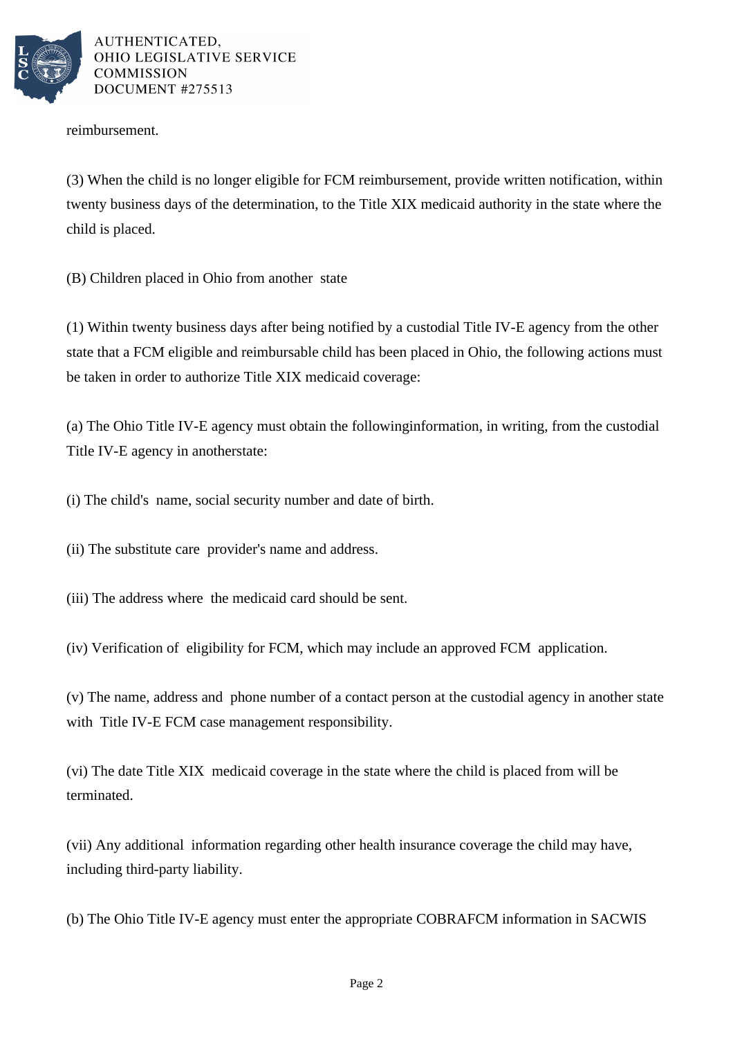reimbursement.

(3) When the child is no longer eligible for FCM reimbursement, provide written notification, within twenty business days of the determination, to the Title XIX medicaid authority in the state where the child is placed.

(B) Children placed in Ohio from another state

(1) Within twenty business days after being notified by a custodial Title IV-E agency from the other state that a FCM eligible and reimbursable child has been placed in Ohio, the following actions must be taken in order to authorize Title XIX medicaid coverage:

(a) The Ohio Title IV-E agency must obtain the followinginformation, in writing, from the custodial Title IV-E agency in anotherstate:

(i) The child's name, social security number and date of birth.

(ii) The substitute care provider's name and address.

(iii) The address where the medicaid card should be sent.

(iv) Verification of eligibility for FCM, which may include an approved FCM application.

(v) The name, address and phone number of a contact person at the custodial agency in another state with Title IV-E FCM case management responsibility.

(vi) The date Title XIX medicaid coverage in the state where the child is placed from will be terminated.

(vii) Any additional information regarding other health insurance coverage the child may have, including third-party liability.

(b) The Ohio Title IV-E agency must enter the appropriate COBRAFCM information in SACWIS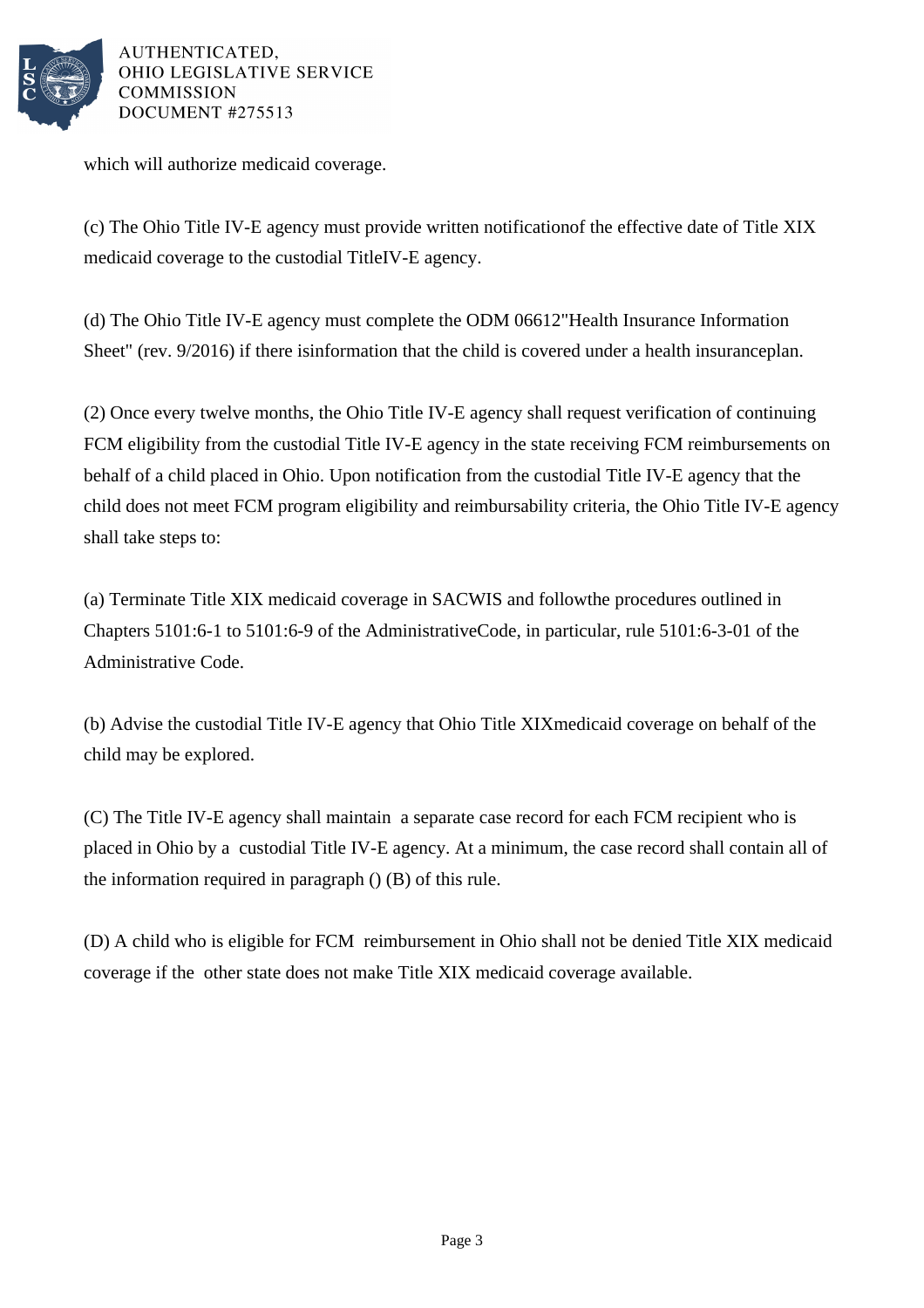which will authorize medicaid coverage.

(c) The Ohio Title IV-E agency must provide written notificationof the effective date of Title XIX medicaid coverage to the custodial TitleIV-E agency.

(d) The Ohio Title IV-E agency must complete the ODM 06612"Health Insurance Information Sheet" (rev. 9/2016) if there isinformation that the child is covered under a health insuranceplan.

(2) Once every twelve months, the Ohio Title IV-E agency shall request verification of continuing FCM eligibility from the custodial Title IV-E agency in the state receiving FCM reimbursements on behalf of a child placed in Ohio. Upon notification from the custodial Title IV-E agency that the child does not meet FCM program eligibility and reimbursability criteria, the Ohio Title IV-E agency shall take steps to:

(a) Terminate Title XIX medicaid coverage in SACWIS and followthe procedures outlined in Chapters 5101:6-1 to 5101:6-9 of the AdministrativeCode, in particular, rule 5101:6-3-01 of the Administrative Code.

(b) Advise the custodial Title IV-E agency that Ohio Title XIXmedicaid coverage on behalf of the child may be explored.

(C) The Title IV-E agency shall maintain a separate case record for each FCM recipient who is placed in Ohio by a custodial Title IV-E agency. At a minimum, the case record shall contain all of the information required in paragraph () (B) of this rule.

(D) A child who is eligible for FCM reimbursement in Ohio shall not be denied Title XIX medicaid coverage if the other state does not make Title XIX medicaid coverage available.